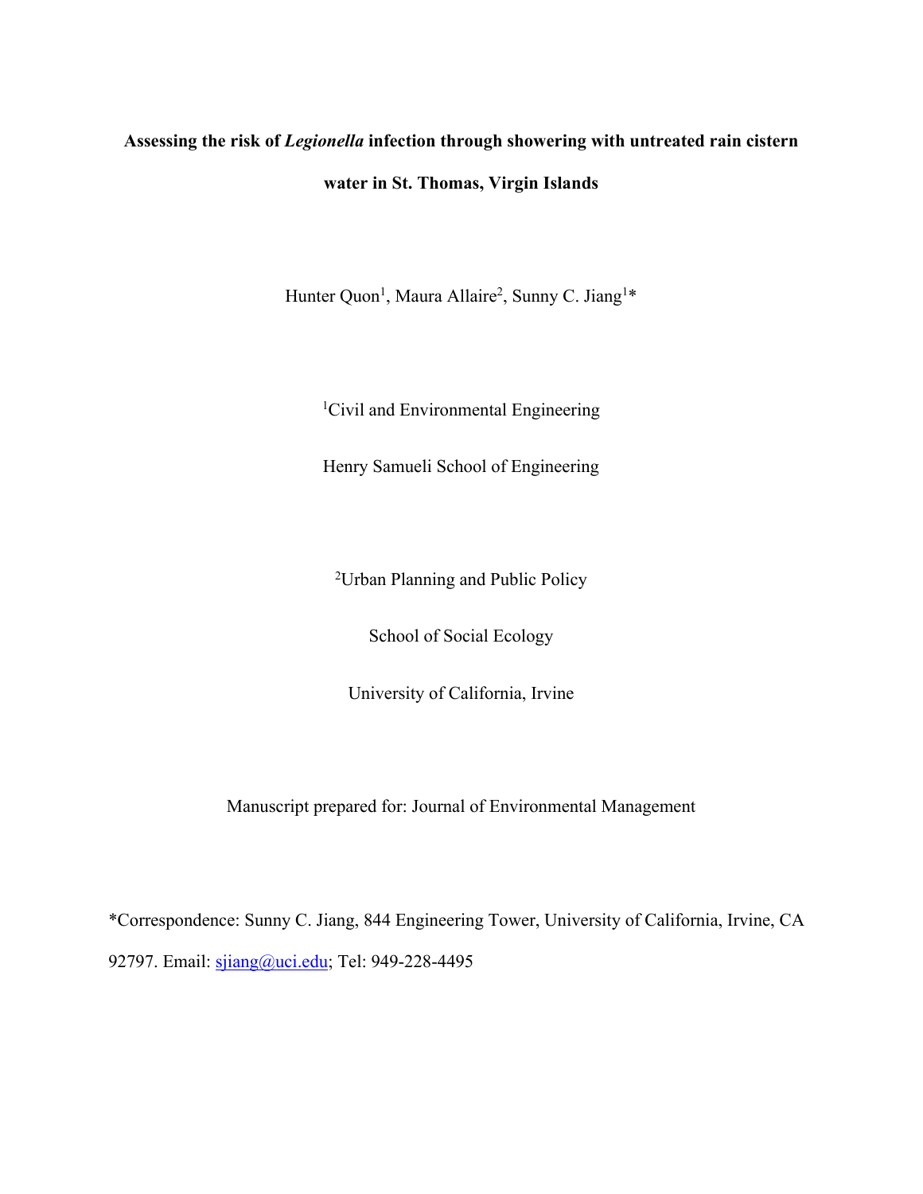# Assessing the risk of *Legionella* infection through showering with untreated rain cistern water in St. Thomas, Virgin Islands

Hunter Quon[1], Maura Allaire[2], Sunny C. Jiang[1]*

[1]Civil and Environmental Engineering

Henry Samueli School of Engineering

[2]Urban Planning and Public Policy

School of Social Ecology

University of California, Irvine

Manuscript prepared for: Journal of Environmental Management

*Correspondence: Sunny C. Jiang, 844 Engineering Tower, University of California, Irvine, CA 92797. Email: sjiang@uci.edu; Tel: 949-228-4495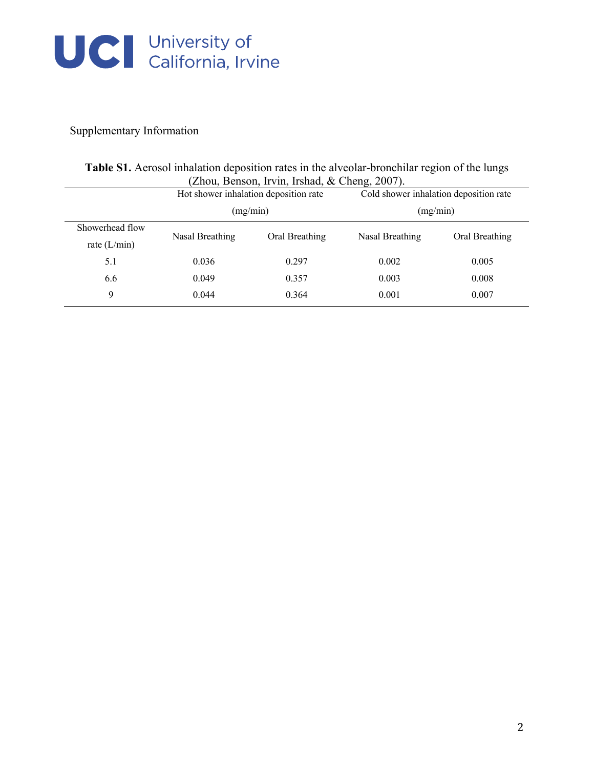Supplementary Information

**Table S1.** Aerosol inhalation deposition rates in the alveolar-bronchilar region of the lungs (Zhou, Benson, Irvin, Irshad, & Cheng, 2007).

| | Hot shower inhalation deposition rate (mg/min) | | Cold shower inhalation deposition rate (mg/min) | |
|---|---|---|---|---|
| Showerhead flow rate (L/min) | Nasal Breathing | Oral Breathing | Nasal Breathing | Oral Breathing |
| 5.1 | 0.036 | 0.297 | 0.002 | 0.005 |
| 6.6 | 0.049 | 0.357 | 0.003 | 0.008 |
| 9 | 0.044 | 0.364 | 0.001 | 0.007 |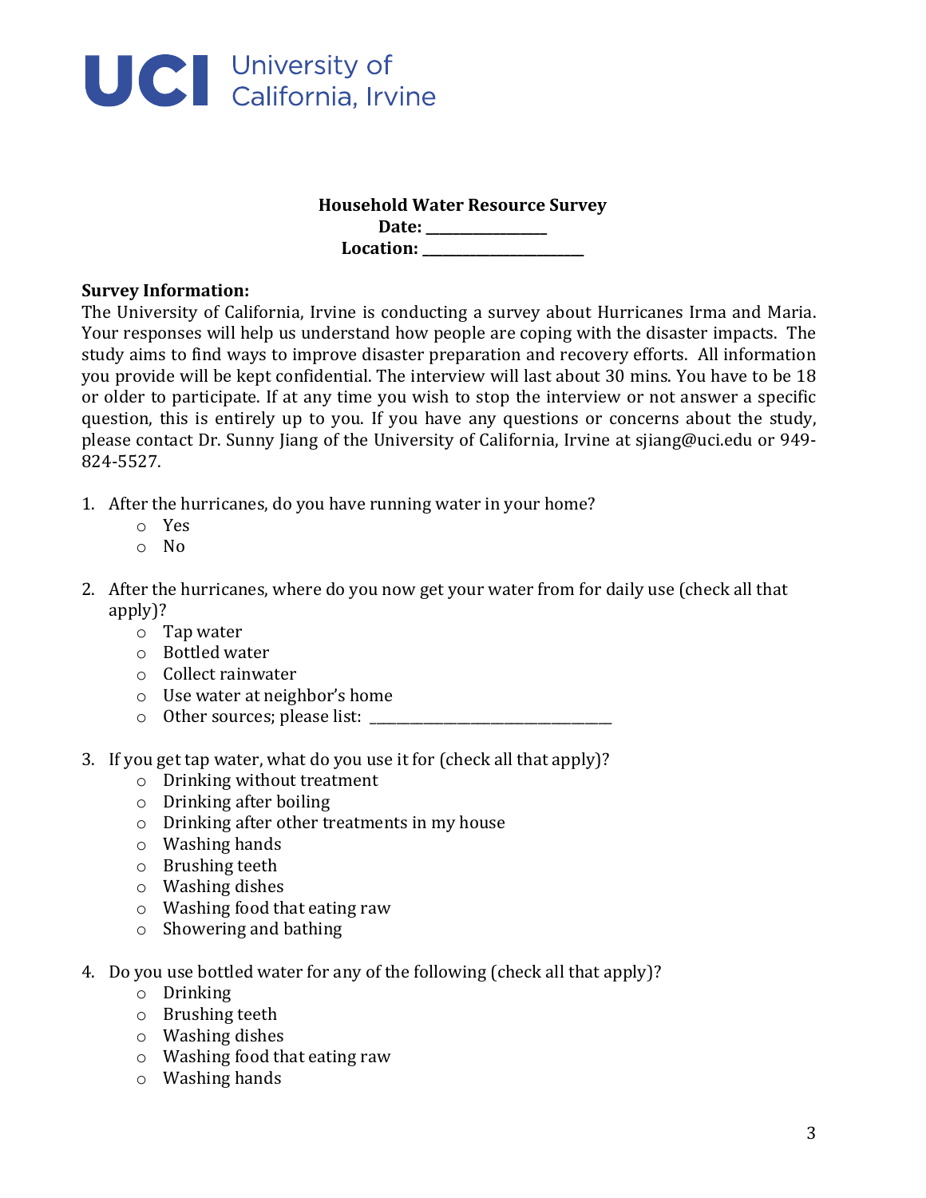UCI University of California, Irvine

**Household Water Resource Survey**

**Date: ________________**

**Location: ______________________**

**Survey Information:**

The University of California, Irvine is conducting a survey about Hurricanes Irma and Maria. Your responses will help us understand how people are coping with the disaster impacts. The study aims to find ways to improve disaster preparation and recovery efforts. All information you provide will be kept confidential. The interview will last about 30 mins. You have to be 18 or older to participate. If at any time you wish to stop the interview or not answer a specific question, this is entirely up to you. If you have any questions or concerns about the study, please contact Dr. Sunny Jiang of the University of California, Irvine at sjiang@uci.edu or 949-824-5527.

1. After the hurricanes, do you have running water in your home?
   - Yes
   - No

2. After the hurricanes, where do you now get your water from for daily use (check all that apply)?
   - Tap water
   - Bottled water
   - Collect rainwater
   - Use water at neighbor's home
   - Other sources; please list: ________________________________

3. If you get tap water, what do you use it for (check all that apply)?
   - Drinking without treatment
   - Drinking after boiling
   - Drinking after other treatments in my house
   - Washing hands
   - Brushing teeth
   - Washing dishes
   - Washing food that eating raw
   - Showering and bathing

4. Do you use bottled water for any of the following (check all that apply)?
   - Drinking
   - Brushing teeth
   - Washing dishes
   - Washing food that eating raw
   - Washing hands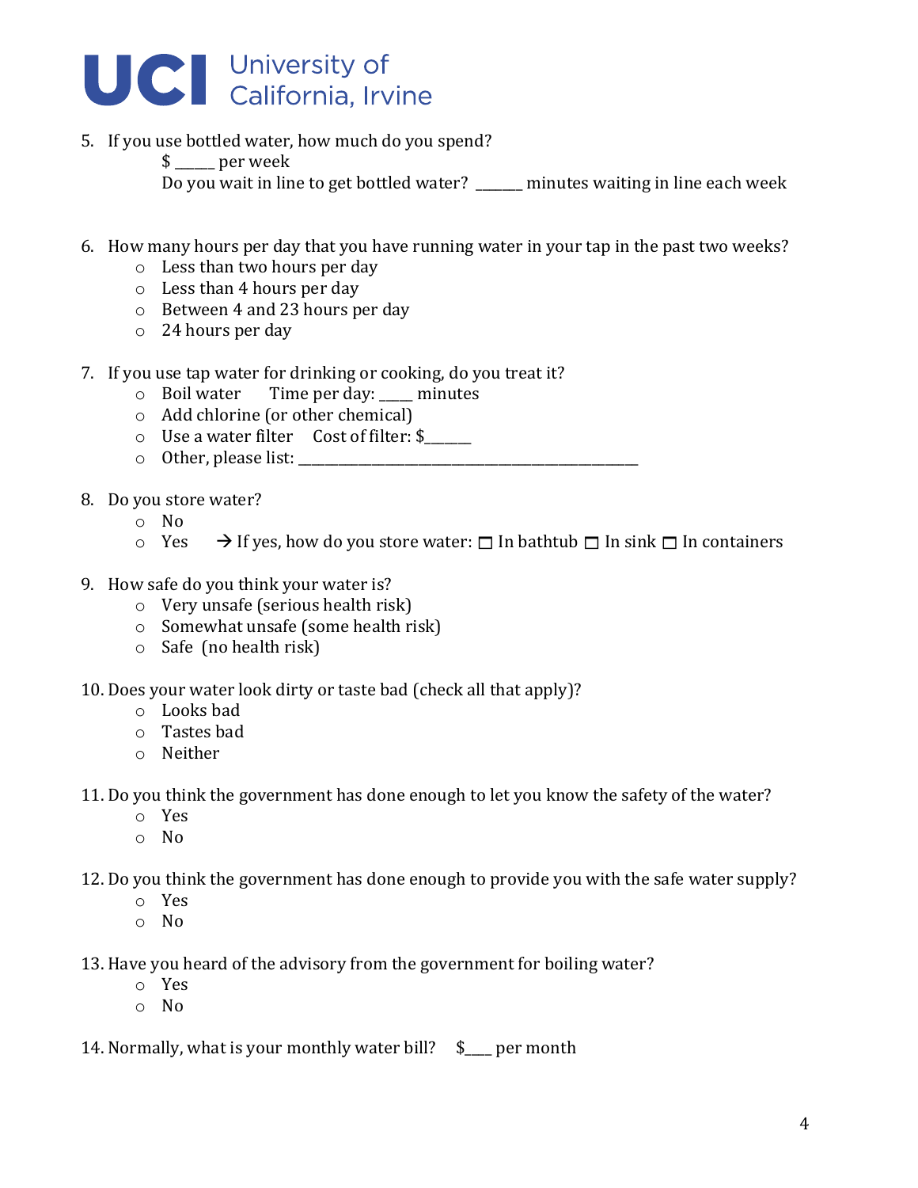5. If you use bottled water, how much do you spend?
   $ _____ per week
   Do you wait in line to get bottled water? ______ minutes waiting in line each week

6. How many hours per day that you have running water in your tap in the past two weeks?
   - Less than two hours per day
   - Less than 4 hours per day
   - Between 4 and 23 hours per day
   - 24 hours per day

7. If you use tap water for drinking or cooking, do you treat it?
   - Boil water    Time per day: ____ minutes
   - Add chlorine (or other chemical)
   - Use a water filter    Cost of filter: $______
   - Other, please list: ______________________________________________

8. Do you store water?
   - No
   - Yes    → If yes, how do you store water: ☐ In bathtub ☐ In sink ☐ In containers

9. How safe do you think your water is?
   - Very unsafe (serious health risk)
   - Somewhat unsafe (some health risk)
   - Safe (no health risk)

10. Does your water look dirty or taste bad (check all that apply)?
    - Looks bad
    - Tastes bad
    - Neither

11. Do you think the government has done enough to let you know the safety of the water?
    - Yes
    - No

12. Do you think the government has done enough to provide you with the safe water supply?
    - Yes
    - No

13. Have you heard of the advisory from the government for boiling water?
    - Yes
    - No

14. Normally, what is your monthly water bill?    $____ per month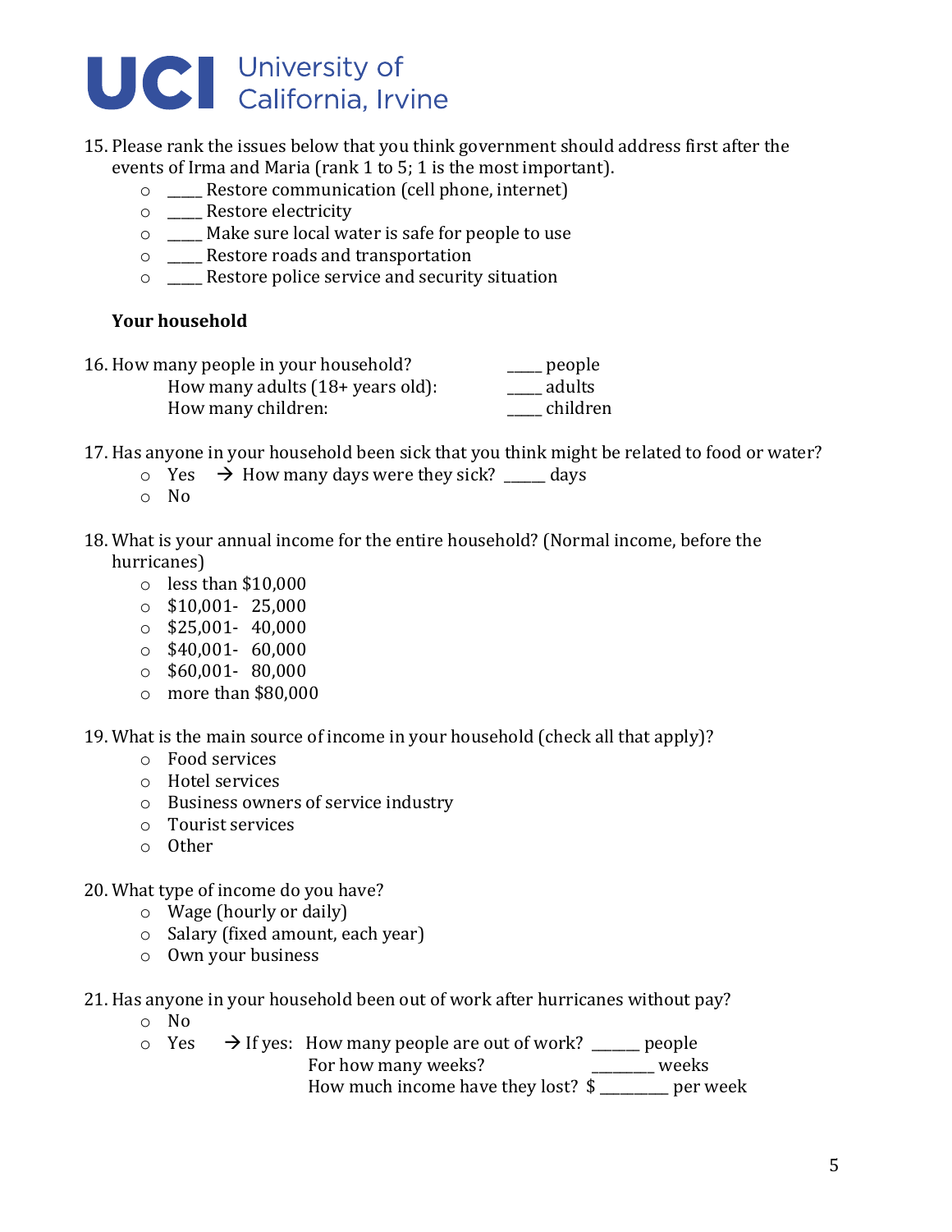15. Please rank the issues below that you think government should address first after the events of Irma and Maria (rank 1 to 5; 1 is the most important).
    - ____ Restore communication (cell phone, internet)
    - ____ Restore electricity
    - ____ Make sure local water is safe for people to use
    - ____ Restore roads and transportation
    - ____ Restore police service and security situation

**Your household**

16. How many people in your household? _____ people
    How many adults (18+ years old): _____ adults
    How many children: _____ children

17. Has anyone in your household been sick that you think might be related to food or water?
    - Yes → How many days were they sick? _____ days
    - No

18. What is your annual income for the entire household? (Normal income, before the hurricanes)
    - less than $10,000
    - $10,001- 25,000
    - $25,001- 40,000
    - $40,001- 60,000
    - $60,001- 80,000
    - more than $80,000

19. What is the main source of income in your household (check all that apply)?
    - Food services
    - Hotel services
    - Business owners of service industry
    - Tourist services
    - Other

20. What type of income do you have?
    - Wage (hourly or daily)
    - Salary (fixed amount, each year)
    - Own your business

21. Has anyone in your household been out of work after hurricanes without pay?
    - No
    - Yes → If yes: How many people are out of work? ______ people
      For how many weeks? ________ weeks
      How much income have they lost? $ ________ per week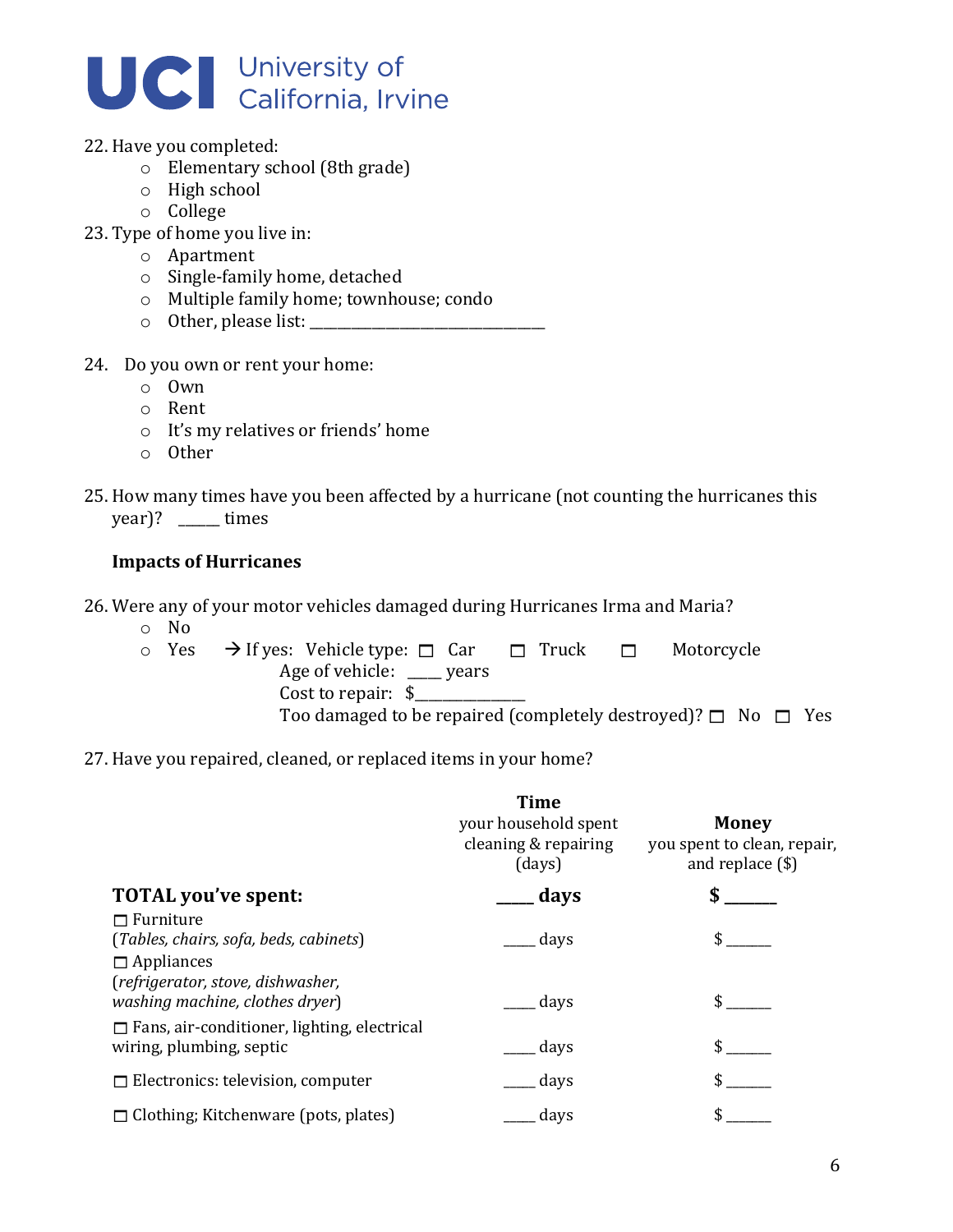22. Have you completed:
    - Elementary school (8th grade)
    - High school
    - College
23. Type of home you live in:
    - Apartment
    - Single-family home, detached
    - Multiple family home; townhouse; condo
    - Other, please list: ______________________________

24. Do you own or rent your home:
    - Own
    - Rent
    - It's my relatives or friends' home
    - Other

25. How many times have you been affected by a hurricane (not counting the hurricanes this year)? _____ times

**Impacts of Hurricanes**

26. Were any of your motor vehicles damaged during Hurricanes Irma and Maria?
    - No
    - Yes → If yes: Vehicle type: ☐ Car ☐ Truck ☐ Motorcycle
      Age of vehicle: ____ years
      Cost to repair: $_____________
      Too damaged to be repaired (completely destroyed)? ☐ No ☐ Yes

27. Have you repaired, cleaned, or replaced items in your home?

| | **Time** your household spent cleaning & repairing (days) | **Money** you spent to clean, repair, and replace ($) |
|---|---|---|
| **TOTAL you've spent:** | **____ days** | **$ ______** |
| ☐ Furniture (*Tables, chairs, sofa, beds, cabinets*) | ____ days | $ ______ |
| ☐ Appliances (*refrigerator, stove, dishwasher, washing machine, clothes dryer*) | ____ days | $ ______ |
| ☐ Fans, air-conditioner, lighting, electrical wiring, plumbing, septic | ____ days | $ ______ |
| ☐ Electronics: television, computer | ____ days | $ ______ |
| ☐ Clothing; Kitchenware (pots, plates) | ____ days | $ ______ |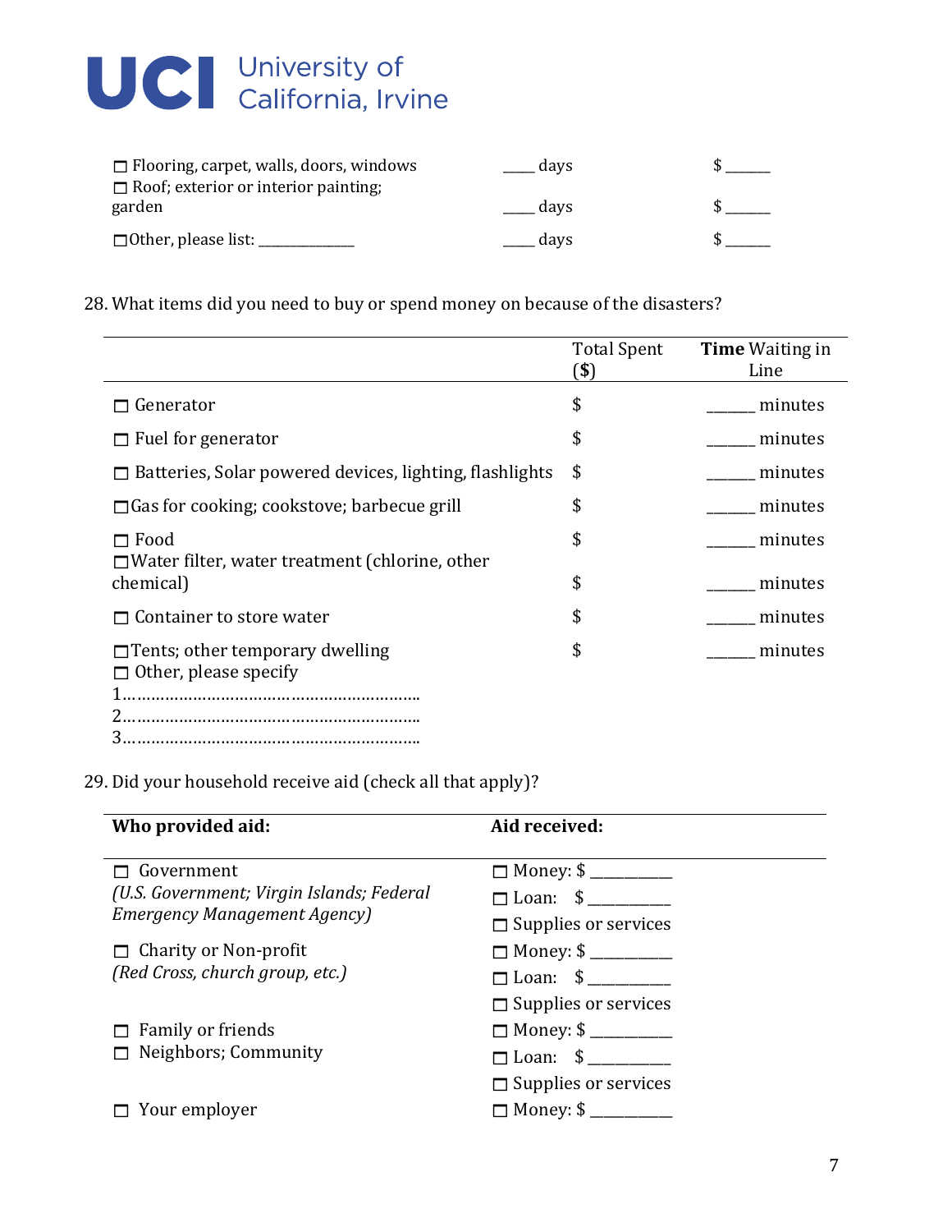| | | |
|---|---|---|
| ☐ Flooring, carpet, walls, doors, windows | ____ days | $ ______ |
| ☐ Roof; exterior or interior painting; garden | ____ days | $ ______ |
| ☐ Other, please list: ______________ | ____ days | $ ______ |

28. What items did you need to buy or spend money on because of the disasters?

| | Total Spent ($) | **Time** Waiting in Line |
|---|---|---|
| ☐ Generator | $ | ______ minutes |
| ☐ Fuel for generator | $ | ______ minutes |
| ☐ Batteries, Solar powered devices, lighting, flashlights | $ | ______ minutes |
| ☐ Gas for cooking; cookstove; barbecue grill | $ | ______ minutes |
| ☐ Food | $ | ______ minutes |
| ☐ Water filter, water treatment (chlorine, other chemical) | $ | ______ minutes |
| ☐ Container to store water | $ | ______ minutes |
| ☐ Tents; other temporary dwelling | $ | ______ minutes |
| ☐ Other, please specify<br>1……………………………………………………..<br>2……………………………………………………..<br>3…………………………………………………….. | | |

29. Did your household receive aid (check all that apply)?

| **Who provided aid:** | **Aid received:** |
|---|---|
| ☐ Government<br>*(U.S. Government; Virgin Islands; Federal Emergency Management Agency)* | ☐ Money: $ __________<br>☐ Loan: $ __________<br>☐ Supplies or services |
| ☐ Charity or Non-profit<br>*(Red Cross, church group, etc.)* | ☐ Money: $ __________<br>☐ Loan: $ __________<br>☐ Supplies or services |
| ☐ Family or friends<br>☐ Neighbors; Community | ☐ Money: $ __________<br>☐ Loan: $ __________<br>☐ Supplies or services |
| ☐ Your employer | ☐ Money: $ __________ |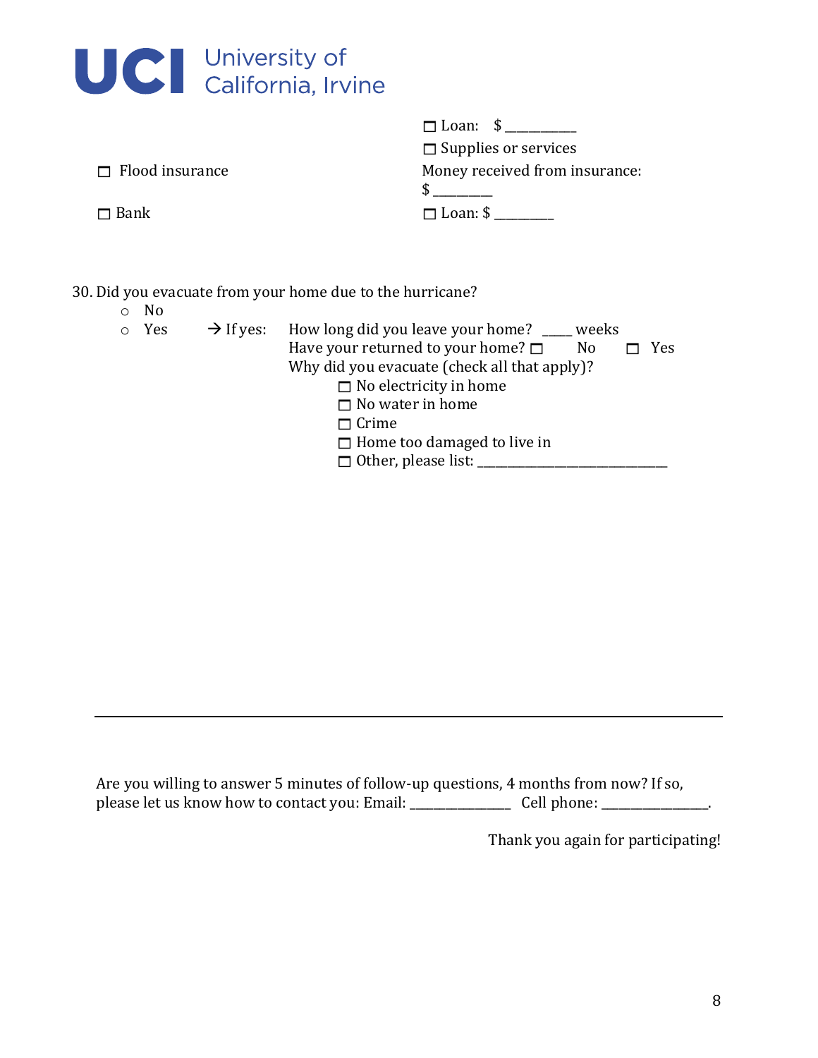| | |
|---|---|
| | ☐ Loan: $ __________ |
| | ☐ Supplies or services |
| ☐ Flood insurance | Money received from insurance: $ ________ |
| ☐ Bank | ☐ Loan: $ ________ |

30. Did you evacuate from your home due to the hurricane?
   - No
   - Yes → If yes: How long did you leave your home? ____ weeks
     Have your returned to your home? ☐ No ☐ Yes
     Why did you evacuate (check all that apply)?
     - ☐ No electricity in home
     - ☐ No water in home
     - ☐ Crime
     - ☐ Home too damaged to live in
     - ☐ Other, please list: ____________________________

---

Are you willing to answer 5 minutes of follow-up questions, 4 months from now? If so, please let us know how to contact you: Email: ______________ Cell phone: ______________.

Thank you again for participating!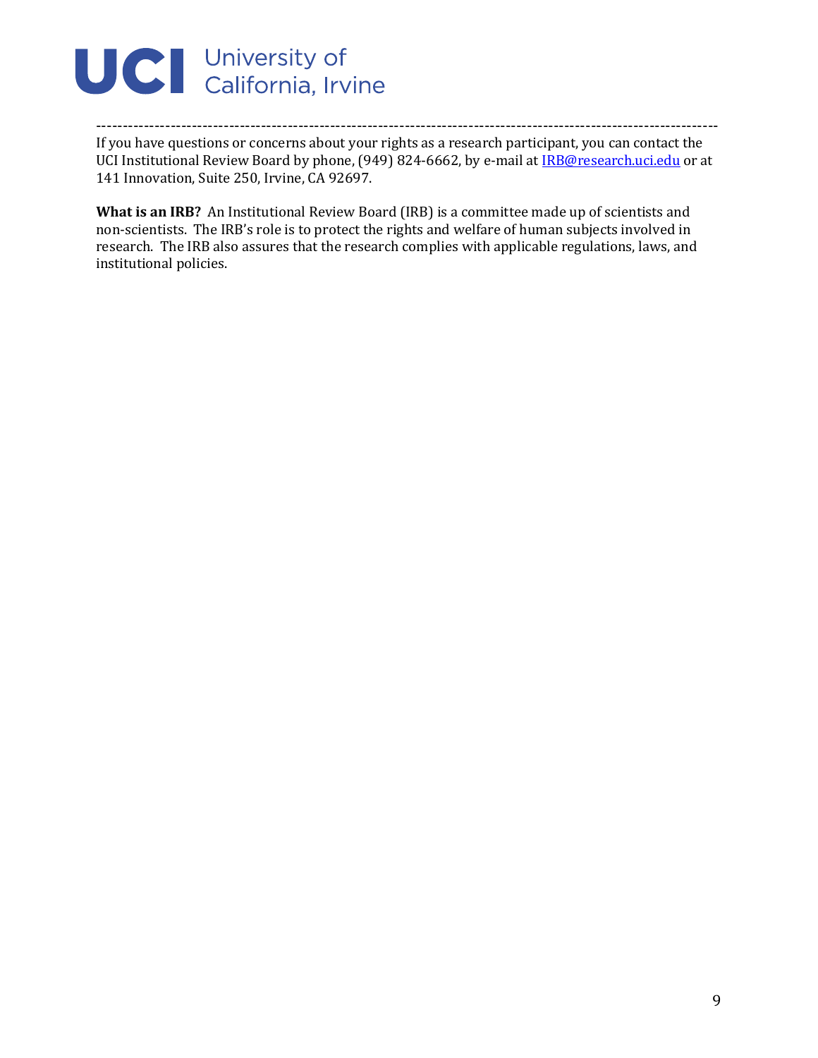**UCI** University of California, Irvine

---

If you have questions or concerns about your rights as a research participant, you can contact the UCI Institutional Review Board by phone, (949) 824-6662, by e-mail at [IRB@research.uci.edu](mailto:IRB@research.uci.edu) or at 141 Innovation, Suite 250, Irvine, CA 92697.

**What is an IRB?** An Institutional Review Board (IRB) is a committee made up of scientists and non-scientists. The IRB's role is to protect the rights and welfare of human subjects involved in research. The IRB also assures that the research complies with applicable regulations, laws, and institutional policies.